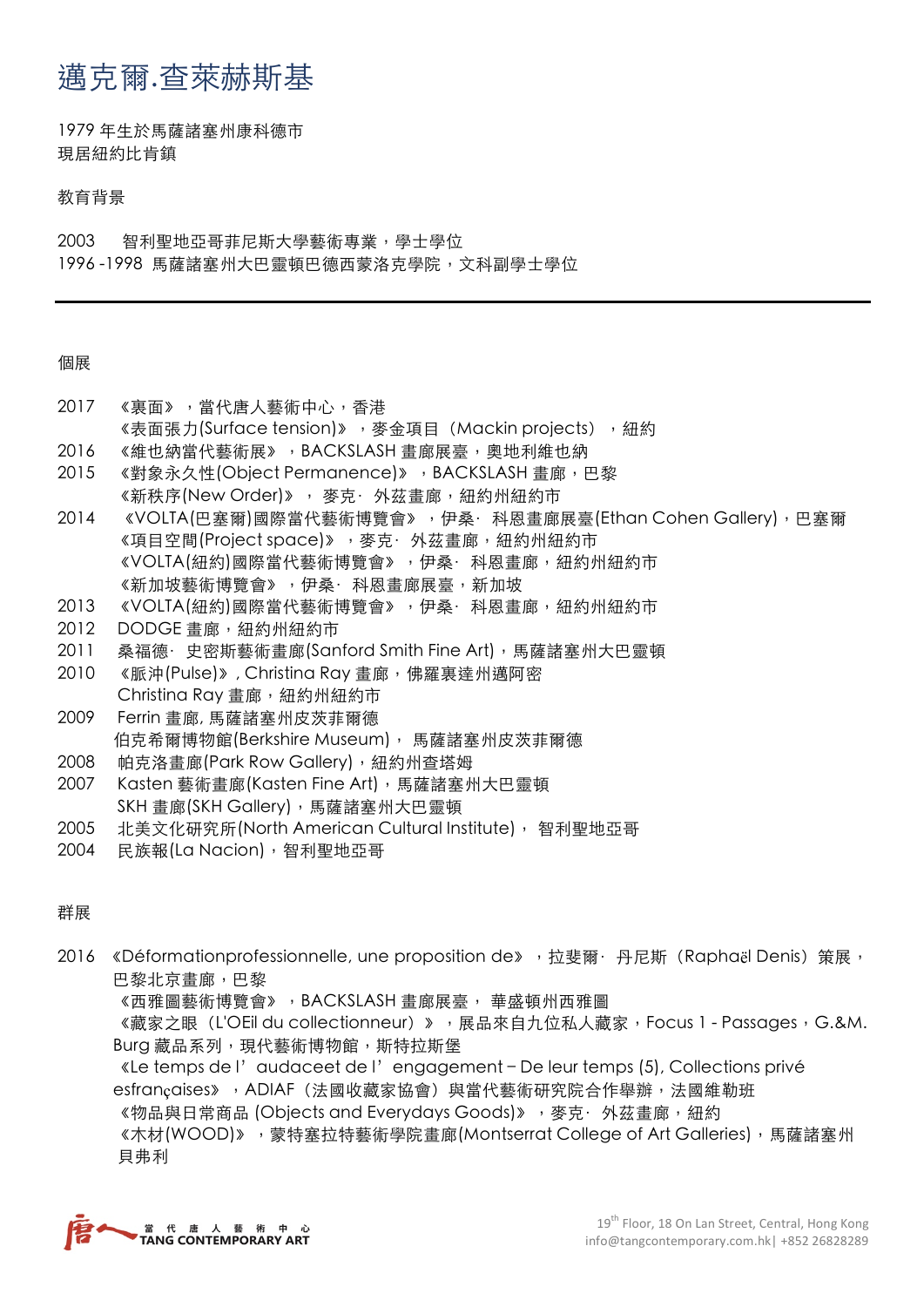# 邁克爾.查萊赫斯基

1979 年生於馬薩諸塞州康科德市
現居紐約比肯鎮

教育背景

2003　智利聖地亞哥菲尼斯大學藝術專業，學士學位
1996 -1998　馬薩諸塞州大巴靈頓巴德西蒙洛克學院，文科副學士學位

---

個展

2017　《裏面》，當代唐人藝術中心，香港
　　　《表面張力(Surface tension)》，麥金項目（Mackin projects），紐約
2016　《維也納當代藝術展》，BACKSLASH 畫廊展臺，奧地利維也納
2015　《對象永久性(Object Permanence)》，BACKSLASH 畫廊，巴黎
　　　《新秩序(New Order)》，麥克· 外茲畫廊，紐約州紐約市
2014　《VOLTA(巴塞爾)國際當代藝術博覽會》，伊桑· 科恩畫廊展臺(Ethan Cohen Gallery)，巴塞爾
　　　《項目空間(Project space)》，麥克· 外茲畫廊，紐約州紐約市
　　　《VOLTA(紐約)國際當代藝術博覽會》，伊桑· 科恩畫廊，紐約州紐約市
　　　《新加坡藝術博覽會》，伊桑· 科恩畫廊展臺，新加坡
2013　《VOLTA(紐約)國際當代藝術博覽會》，伊桑· 科恩畫廊，紐約州紐約市
2012　DODGE 畫廊，紐約州紐約市
2011　桑福德· 史密斯藝術畫廊(Sanford Smith Fine Art)，馬薩諸塞州大巴靈頓
2010　《脈沖(Pulse)》, Christina Ray 畫廊，佛羅裏達州邁阿密
　　　Christina Ray 畫廊，紐約州紐約市
2009　Ferrin 畫廊, 馬薩諸塞州皮茨菲爾德
　　　伯克希爾博物館(Berkshire Museum)， 馬薩諸塞州皮茨菲爾德
2008　帕克洛畫廊(Park Row Gallery)，紐約州查塔姆
2007　Kasten 藝術畫廊(Kasten Fine Art)，馬薩諸塞州大巴靈頓
　　　SKH 畫廊(SKH Gallery)，馬薩諸塞州大巴靈頓
2005　北美文化研究所(North American Cultural Institute)， 智利聖地亞哥
2004　民族報(La Nacion)，智利聖地亞哥

群展

2016　《Déformationprofessionnelle, une proposition de》，拉斐爾· 丹尼斯（Raphaël Denis）策展，巴黎北京畫廊，巴黎
　　　《西雅圖藝術博覽會》，BACKSLASH 畫廊展臺， 華盛頓州西雅圖
　　　《藏家之眼（L'OEil du collectionneur）》，展品來自九位私人藏家，Focus 1 - Passages，G.&M. Burg 藏品系列，現代藝術博物館，斯特拉斯堡
　　　《Le temps de l’audaceet de l’engagement – De leur temps (5), Collections privé esfrançaises》，ADIAF（法國收藏家協會）與當代藝術研究院合作舉辦，法國維勒班
　　　《物品與日常商品 (Objects and Everydays Goods)》，麥克· 外茲畫廊，紐約
　　　《木材(WOOD)》，蒙特塞拉特藝術學院畫廊(Montserrat College of Art Galleries)，馬薩諸塞州貝弗利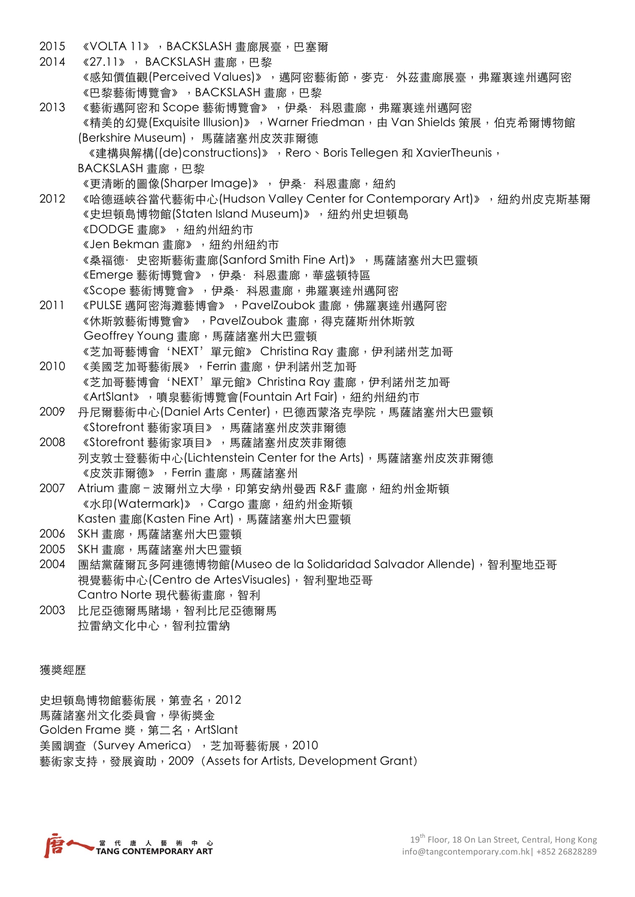2015 《VOLTA 11》，BACKSLASH 畫廊展臺，巴塞爾

2014 《27.11》， BACKSLASH 畫廊，巴黎

《感知價值觀(Perceived Values)》，邁阿密藝術節，麥克· 外茲畫廊展臺，弗羅裏達州邁阿密

《巴黎藝術博覽會》，BACKSLASH 畫廊，巴黎

2013 《藝術邁阿密和 Scope 藝術博覽會》，伊桑· 科恩畫廊，弗羅裏達州邁阿密

《精美的幻覺(Exquisite Illusion)》，Warner Friedman，由 Van Shields 策展，伯克希爾博物館(Berkshire Museum)， 馬薩諸塞州皮茨菲爾德

《建構與解構((de)constructions)》，Rero、Boris Tellegen 和 XavierTheunis，BACKSLASH 畫廊，巴黎

《更清晰的圖像(Sharper Image)》， 伊桑· 科恩畫廊，紐約

2012 《哈德遜峽谷當代藝術中心(Hudson Valley Center for Contemporary Art)》，紐約州皮克斯基爾

《史坦頓島博物館(Staten Island Museum)》，紐約州史坦頓島

《DODGE 畫廊》，紐約州紐約市

《Jen Bekman 畫廊》，紐約州紐約市

《桑福德· 史密斯藝術畫廊(Sanford Smith Fine Art)》，馬薩諸塞州大巴靈頓

《Emerge 藝術博覽會》，伊桑· 科恩畫廊，華盛頓特區

《Scope 藝術博覽會》，伊桑· 科恩畫廊，弗羅裏達州邁阿密

2011 《PULSE 邁阿密海灘藝博會》，PavelZoubok 畫廊，佛羅裏達州邁阿密

《休斯敦藝術博覽會》，PavelZoubok 畫廊，得克薩斯州休斯敦

Geoffrey Young 畫廊，馬薩諸塞州大巴靈頓

《芝加哥藝博會 'NEXT' 單元館》 Christina Ray 畫廊，伊利諾州芝加哥

2010 《美國芝加哥藝術展》，Ferrin 畫廊，伊利諾州芝加哥

《芝加哥藝博會 'NEXT' 單元館》Christina Ray 畫廊，伊利諾州芝加哥

《ArtSlant》，噴泉藝術博覽會(Fountain Art Fair)，紐約州紐約市

2009 丹尼爾藝術中心(Daniel Arts Center)，巴德西蒙洛克學院，馬薩諸塞州大巴靈頓

《Storefront 藝術家項目》，馬薩諸塞州皮茨菲爾德

2008 《Storefront 藝術家項目》，馬薩諸塞州皮茨菲爾德

列支敦士登藝術中心(Lichtenstein Center for the Arts)，馬薩諸塞州皮茨菲爾德

《皮茨菲爾德》，Ferrin 畫廊，馬薩諸塞州

2007 Atrium 畫廊 – 波爾州立大學，印第安納州曼西 R&F 畫廊，紐約州金斯頓

《水印(Watermark)》，Cargo 畫廊，紐約州金斯頓

Kasten 畫廊(Kasten Fine Art)，馬薩諸塞州大巴靈頓

2006 SKH 畫廊，馬薩諸塞州大巴靈頓

2005 SKH 畫廊，馬薩諸塞州大巴靈頓

2004 團結薰薩爾瓦多阿連德博物館(Museo de la Solidaridad Salvador Allende)，智利聖地亞哥

視覺藝術中心(Centro de ArtesVisuales)，智利聖地亞哥

Cantro Norte 現代藝術畫廊，智利

2003 比尼亞德爾馬賭場，智利比尼亞德爾馬

拉雷納文化中心，智利拉雷納

## 獲獎經歷

史坦頓島博物館藝術展，第壹名，2012

馬薩諸塞州文化委員會，學術獎金

Golden Frame 獎，第二名，ArtSlant

美國調查（Survey America），芝加哥藝術展，2010

藝術家支持，發展資助，2009（Assets for Artists, Development Grant）